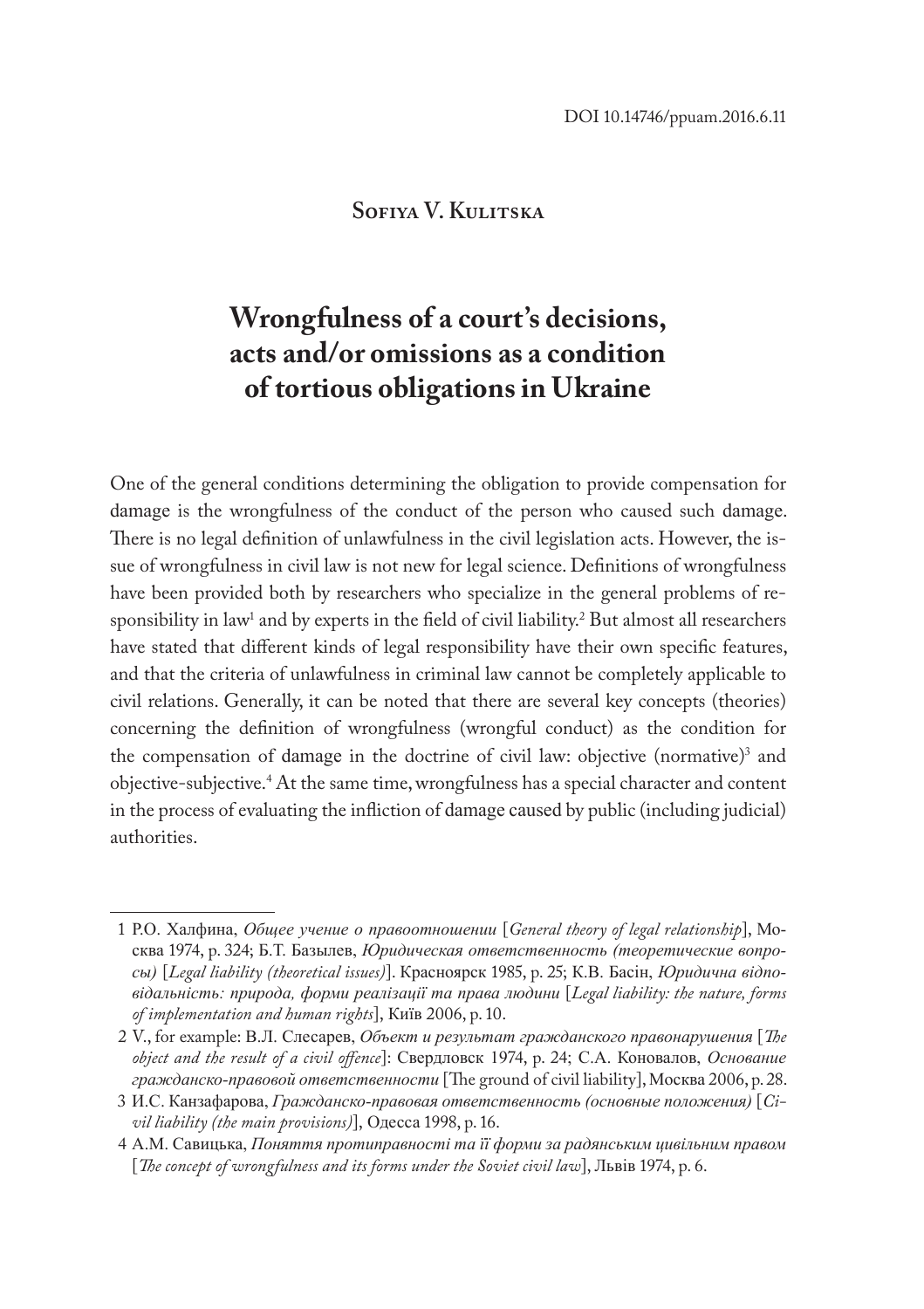DOI 10.14746/ppuam.2016.6.11

**Sofiya V. Kulitska**

# Wrongfulness of a court's decisions, acts and/or omissions as a condition of tortious obligations in Ukraine

One of the general conditions determining the obligation to provide compensation for damage is the wrongfulness of the conduct of the person who caused such damage. There is no legal definition of unlawfulness in the civil legislation acts. However, the issue of wrongfulness in civil law is not new for legal science. Definitions of wrongfulness have been provided both by researchers who specialize in the general problems of responsibility in law[1] and by experts in the field of civil liability.[2] But almost all researchers have stated that different kinds of legal responsibility have their own specific features, and that the criteria of unlawfulness in criminal law cannot be completely applicable to civil relations. Generally, it can be noted that there are several key concepts (theories) concerning the definition of wrongfulness (wrongful conduct) as the condition for the compensation of damage in the doctrine of civil law: objective (normative)[3] and objective-subjective.[4] At the same time, wrongfulness has a special character and content in the process of evaluating the infliction of damage caused by public (including judicial) authorities.

---

1 Р.О. Халфина, *Общее учение о правоотношении* [*General theory of legal relationship*], Москва 1974, p. 324; Б.Т. Базылев, *Юридическая ответственность (теоретические вопросы)* [*Legal liability (theoretical issues)*]. Красноярск 1985, p. 25; К.В. Басін, *Юридична відповідальність: природа, форми реалізації та права людини* [*Legal liability: the nature, forms of implementation and human rights*], Київ 2006, p. 10.

2 V., for example: В.Л. Слесарев, *Объект и результат гражданского правонарушения* [*The object and the result of a civil offence*]: Свердловск 1974, p. 24; С.А. Коновалов, *Основание гражданско-правовой ответственности* [The ground of civil liability], Москва 2006, p. 28.

3 И.С. Канзафарова, *Гражданско-правовая ответственность (основные положения)* [*Civil liability (the main provisions)*], Одесса 1998, p. 16.

4 А.М. Савицька, *Поняття протиправності та її форми за радянським цивільним правом* [*The concept of wrongfulness and its forms under the Soviet civil law*], Львів 1974, p. 6.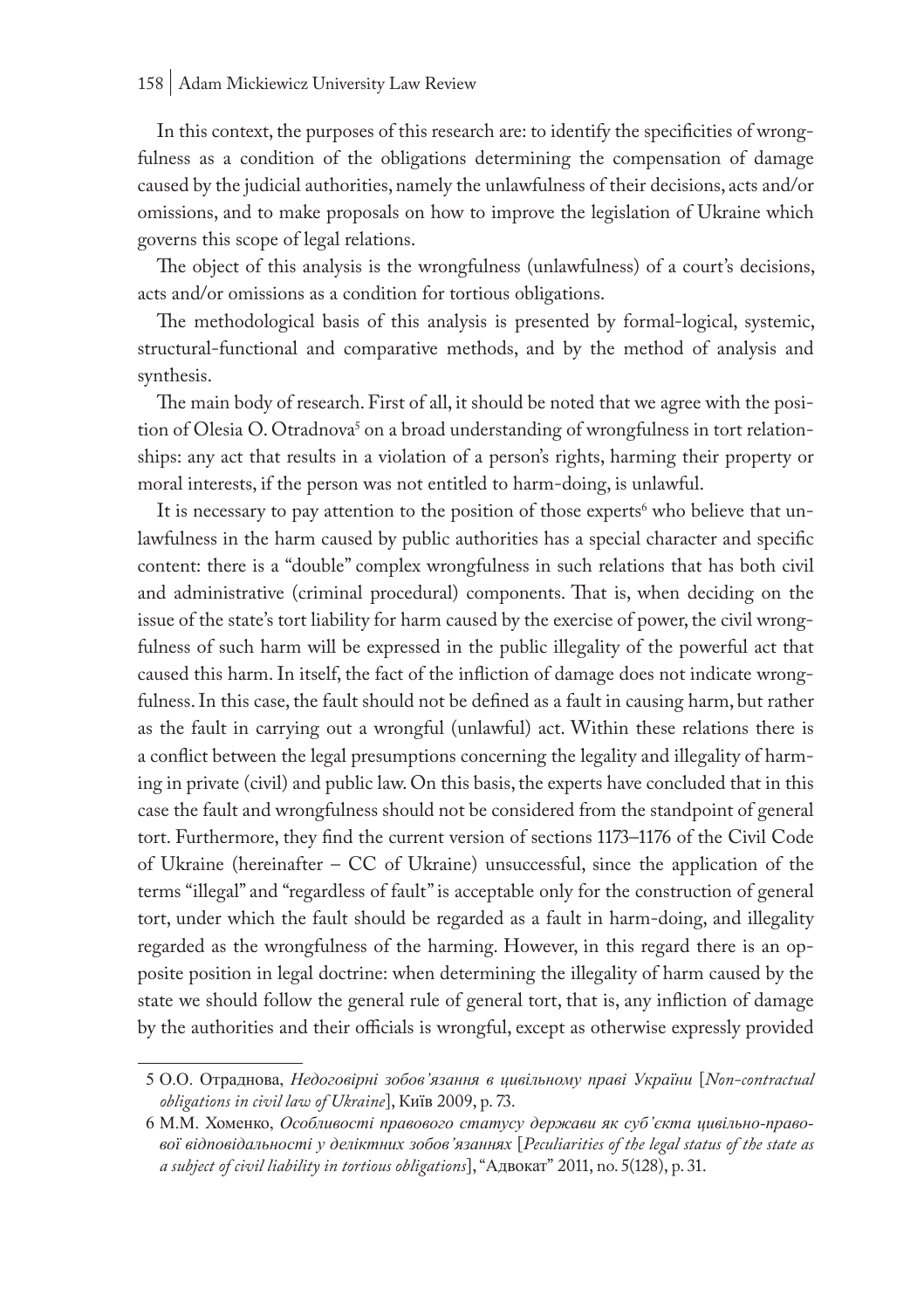In this context, the purposes of this research are: to identify the specificities of wrongfulness as a condition of the obligations determining the compensation of damage caused by the judicial authorities, namely the unlawfulness of their decisions, acts and/or omissions, and to make proposals on how to improve the legislation of Ukraine which governs this scope of legal relations.

The object of this analysis is the wrongfulness (unlawfulness) of a court's decisions, acts and/or omissions as a condition for tortious obligations.

The methodological basis of this analysis is presented by formal-logical, systemic, structural-functional and comparative methods, and by the method of analysis and synthesis.

The main body of research. First of all, it should be noted that we agree with the position of Olesia O. Otradnova[5] on a broad understanding of wrongfulness in tort relationships: any act that results in a violation of a person's rights, harming their property or moral interests, if the person was not entitled to harm-doing, is unlawful.

It is necessary to pay attention to the position of those experts[6] who believe that unlawfulness in the harm caused by public authorities has a special character and specific content: there is a "double" complex wrongfulness in such relations that has both civil and administrative (criminal procedural) components. That is, when deciding on the issue of the state's tort liability for harm caused by the exercise of power, the civil wrongfulness of such harm will be expressed in the public illegality of the powerful act that caused this harm. In itself, the fact of the infliction of damage does not indicate wrongfulness. In this case, the fault should not be defined as a fault in causing harm, but rather as the fault in carrying out a wrongful (unlawful) act. Within these relations there is a conflict between the legal presumptions concerning the legality and illegality of harming in private (civil) and public law. On this basis, the experts have concluded that in this case the fault and wrongfulness should not be considered from the standpoint of general tort. Furthermore, they find the current version of sections 1173–1176 of the Civil Code of Ukraine (hereinafter – CC of Ukraine) unsuccessful, since the application of the terms "illegal" and "regardless of fault" is acceptable only for the construction of general tort, under which the fault should be regarded as a fault in harm-doing, and illegality regarded as the wrongfulness of the harming. However, in this regard there is an opposite position in legal doctrine: when determining the illegality of harm caused by the state we should follow the general rule of general tort, that is, any infliction of damage by the authorities and their officials is wrongful, except as otherwise expressly provided

---

5 О.О. Отраднова, *Недоговірні зобов'язання в цивільному праві України* [*Non-contractual obligations in civil law of Ukraine*], Київ 2009, p. 73.

6 М.М. Хоменко, *Особливості правового статусу держави як суб'єкта цивільно-правової відповідальності у деліктних зобов'язаннях* [*Peculiarities of the legal status of the state as a subject of civil liability in tortious obligations*], "Адвокат" 2011, no. 5(128), p. 31.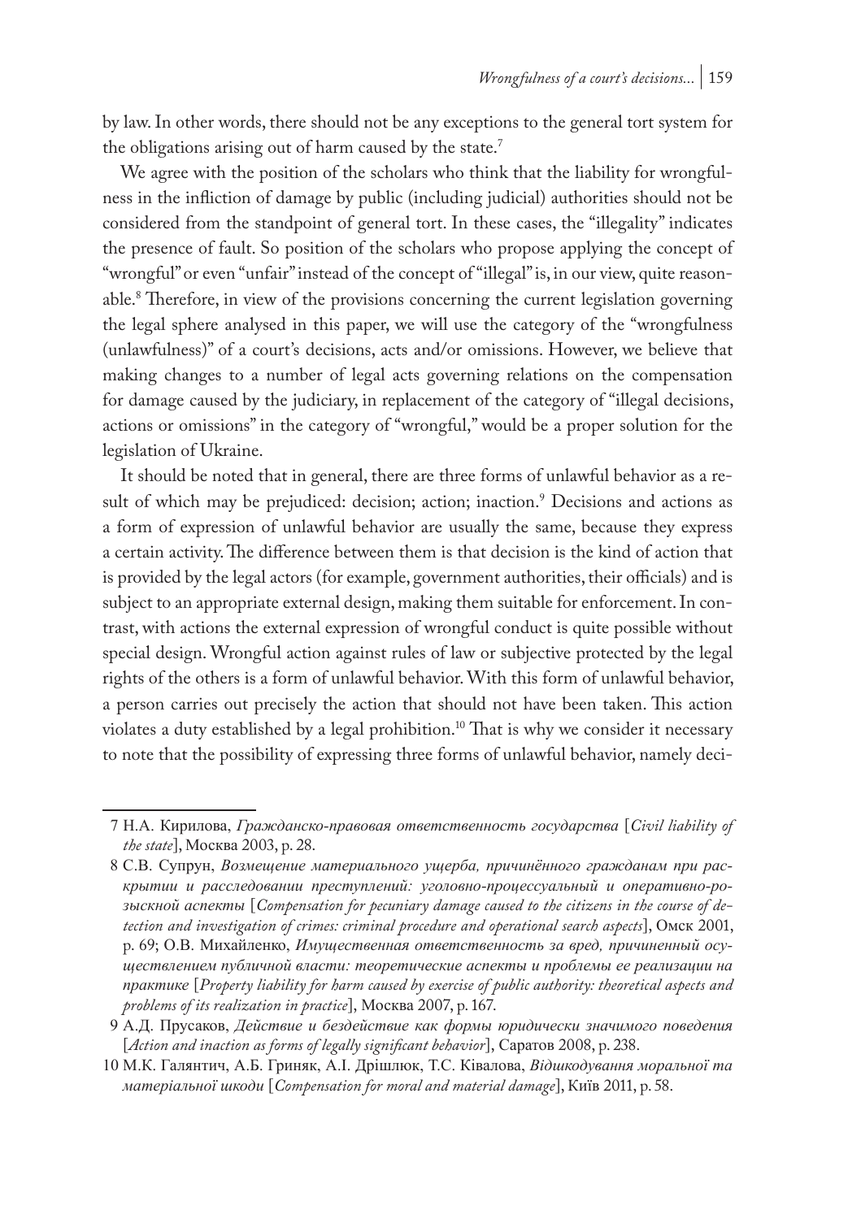by law. In other words, there should not be any exceptions to the general tort system for the obligations arising out of harm caused by the state.[7]

We agree with the position of the scholars who think that the liability for wrongfulness in the infliction of damage by public (including judicial) authorities should not be considered from the standpoint of general tort. In these cases, the "illegality" indicates the presence of fault. So position of the scholars who propose applying the concept of "wrongful" or even "unfair" instead of the concept of "illegal" is, in our view, quite reasonable.[8] Therefore, in view of the provisions concerning the current legislation governing the legal sphere analysed in this paper, we will use the category of the "wrongfulness (unlawfulness)" of a court's decisions, acts and/or omissions. However, we believe that making changes to a number of legal acts governing relations on the compensation for damage caused by the judiciary, in replacement of the category of "illegal decisions, actions or omissions" in the category of "wrongful," would be a proper solution for the legislation of Ukraine.

It should be noted that in general, there are three forms of unlawful behavior as a result of which may be prejudiced: decision; action; inaction.[9] Decisions and actions as a form of expression of unlawful behavior are usually the same, because they express a certain activity. The difference between them is that decision is the kind of action that is provided by the legal actors (for example, government authorities, their officials) and is subject to an appropriate external design, making them suitable for enforcement. In contrast, with actions the external expression of wrongful conduct is quite possible without special design. Wrongful action against rules of law or subjective protected by the legal rights of the others is a form of unlawful behavior. With this form of unlawful behavior, a person carries out precisely the action that should not have been taken. This action violates a duty established by a legal prohibition.[10] That is why we consider it necessary to note that the possibility of expressing three forms of unlawful behavior, namely deci-

---

7 Н.А. Кирилова, *Гражданско-правовая ответственность государства* [*Civil liability of the state*], Москва 2003, p. 28.

8 С.В. Супрун, *Возмещение материального ущерба, причинённого гражданам при раскрытии и расследовании преступлений: уголовно-процессуальный и оперативно-розыскной аспекты* [*Compensation for pecuniary damage caused to the citizens in the course of detection and investigation of crimes: criminal procedure and operational search aspects*], Омск 2001, p. 69; О.В. Михайленко, *Имущественная ответственность за вред, причиненный осуществлением публичной власти: теоретические аспекты и проблемы ее реализации на практике* [*Property liability for harm caused by exercise of public authority: theoretical aspects and problems of its realization in practice*], Москва 2007, p. 167.

9 А.Д. Прусаков, *Действие и бездействие как формы юридически значимого поведения* [*Action and inaction as forms of legally significant behavior*], Саратов 2008, p. 238.

10 М.К. Галянтич, А.Б. Гриняк, А.І. Дрішлюк, Т.С. Ківалова, *Відшкодування моральної та матеріальної шкоди* [*Compensation for moral and material damage*], Київ 2011, p. 58.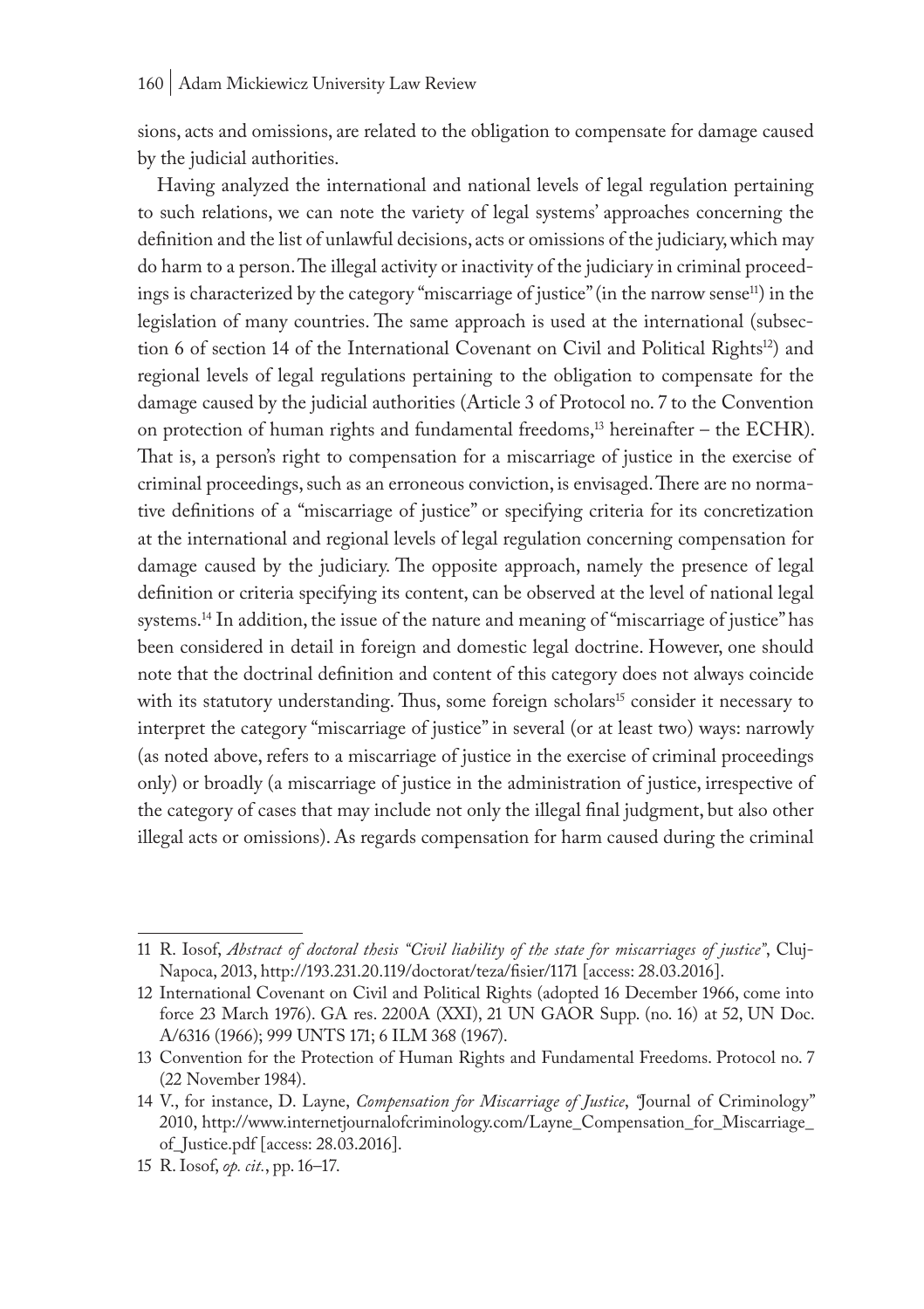sions, acts and omissions, are related to the obligation to compensate for damage caused by the judicial authorities.

Having analyzed the international and national levels of legal regulation pertaining to such relations, we can note the variety of legal systems' approaches concerning the definition and the list of unlawful decisions, acts or omissions of the judiciary, which may do harm to a person. The illegal activity or inactivity of the judiciary in criminal proceedings is characterized by the category "miscarriage of justice" (in the narrow sense[11]) in the legislation of many countries. The same approach is used at the international (subsection 6 of section 14 of the International Covenant on Civil and Political Rights[12]) and regional levels of legal regulations pertaining to the obligation to compensate for the damage caused by the judicial authorities (Article 3 of Protocol no. 7 to the Convention on protection of human rights and fundamental freedoms,[13] hereinafter – the ECHR). That is, a person's right to compensation for a miscarriage of justice in the exercise of criminal proceedings, such as an erroneous conviction, is envisaged. There are no normative definitions of a "miscarriage of justice" or specifying criteria for its concretization at the international and regional levels of legal regulation concerning compensation for damage caused by the judiciary. The opposite approach, namely the presence of legal definition or criteria specifying its content, can be observed at the level of national legal systems.[14] In addition, the issue of the nature and meaning of "miscarriage of justice" has been considered in detail in foreign and domestic legal doctrine. However, one should note that the doctrinal definition and content of this category does not always coincide with its statutory understanding. Thus, some foreign scholars[15] consider it necessary to interpret the category "miscarriage of justice" in several (or at least two) ways: narrowly (as noted above, refers to a miscarriage of justice in the exercise of criminal proceedings only) or broadly (a miscarriage of justice in the administration of justice, irrespective of the category of cases that may include not only the illegal final judgment, but also other illegal acts or omissions). As regards compensation for harm caused during the criminal

---

11 R. Iosof, *Abstract of doctoral thesis "Civil liability of the state for miscarriages of justice"*, Cluj-Napoca, 2013, http://193.231.20.119/doctorat/teza/fisier/1171 [access: 28.03.2016].

12 International Covenant on Civil and Political Rights (adopted 16 December 1966, come into force 23 March 1976). GA res. 2200A (XXI), 21 UN GAOR Supp. (no. 16) at 52, UN Doc. A/6316 (1966); 999 UNTS 171; 6 ILM 368 (1967).

13 Convention for the Protection of Human Rights and Fundamental Freedoms. Protocol no. 7 (22 November 1984).

14 V., for instance, D. Layne, *Compensation for Miscarriage of Justice*, "Journal of Criminology" 2010, http://www.internetjournalofcriminology.com/Layne_Compensation_for_Miscarriage_of_Justice.pdf [access: 28.03.2016].

15 R. Iosof, *op. cit.*, pp. 16–17.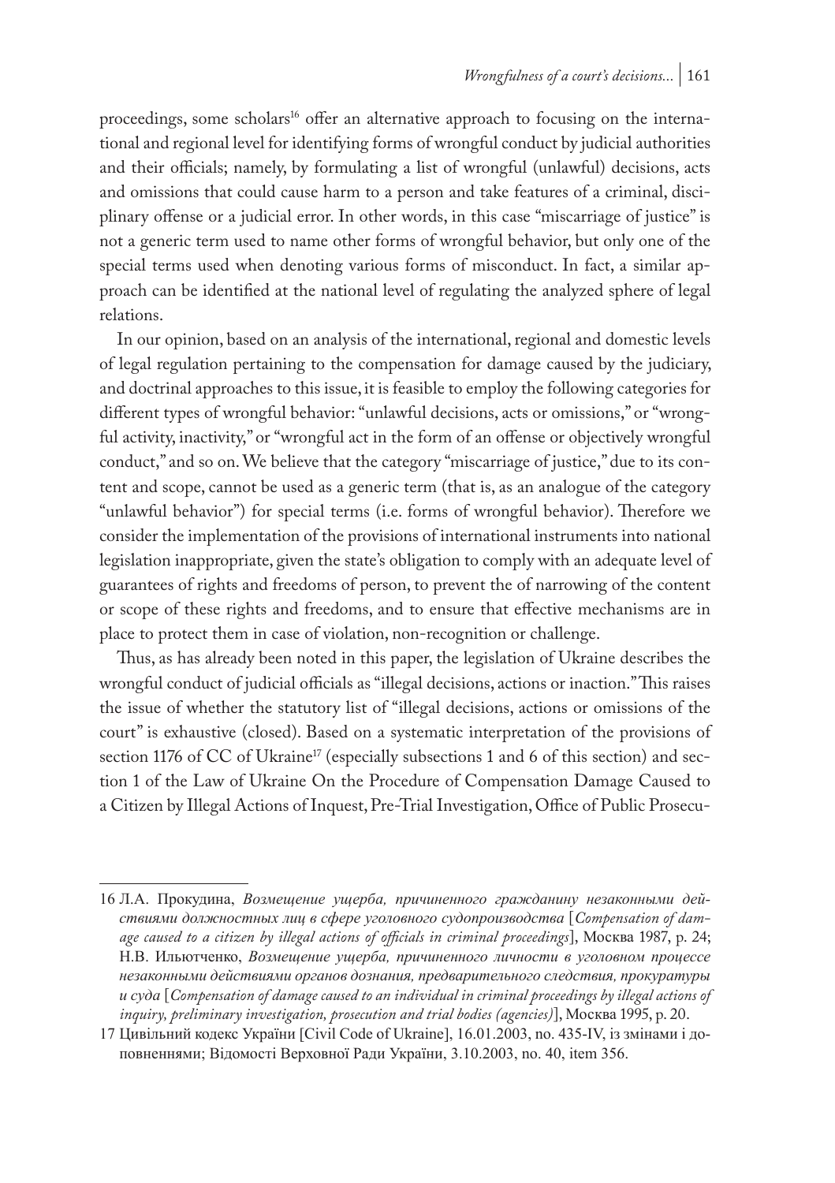proceedings, some scholars[16] offer an alternative approach to focusing on the international and regional level for identifying forms of wrongful conduct by judicial authorities and their officials; namely, by formulating a list of wrongful (unlawful) decisions, acts and omissions that could cause harm to a person and take features of a criminal, disciplinary offense or a judicial error. In other words, in this case "miscarriage of justice" is not a generic term used to name other forms of wrongful behavior, but only one of the special terms used when denoting various forms of misconduct. In fact, a similar approach can be identified at the national level of regulating the analyzed sphere of legal relations.

In our opinion, based on an analysis of the international, regional and domestic levels of legal regulation pertaining to the compensation for damage caused by the judiciary, and doctrinal approaches to this issue, it is feasible to employ the following categories for different types of wrongful behavior: "unlawful decisions, acts or omissions," or "wrongful activity, inactivity," or "wrongful act in the form of an offense or objectively wrongful conduct," and so on. We believe that the category "miscarriage of justice," due to its content and scope, cannot be used as a generic term (that is, as an analogue of the category "unlawful behavior") for special terms (i.e. forms of wrongful behavior). Therefore we consider the implementation of the provisions of international instruments into national legislation inappropriate, given the state's obligation to comply with an adequate level of guarantees of rights and freedoms of person, to prevent the of narrowing of the content or scope of these rights and freedoms, and to ensure that effective mechanisms are in place to protect them in case of violation, non-recognition or challenge.

Thus, as has already been noted in this paper, the legislation of Ukraine describes the wrongful conduct of judicial officials as "illegal decisions, actions or inaction." This raises the issue of whether the statutory list of "illegal decisions, actions or omissions of the court" is exhaustive (closed). Based on a systematic interpretation of the provisions of section 1176 of CC of Ukraine[17] (especially subsections 1 and 6 of this section) and section 1 of the Law of Ukraine On the Procedure of Compensation Damage Caused to a Citizen by Illegal Actions of Inquest, Pre-Trial Investigation, Office of Public Prosecu-

---

16 Л.А. Прокудина, *Возмещение ущерба, причиненного гражданину незаконными действиями должностных лиц в сфере уголовного судопроизводства* [*Compensation of damage caused to a citizen by illegal actions of officials in criminal proceedings*], Москва 1987, p. 24; Н.В. Ильютченко, *Возмещение ущерба, причиненного личности в уголовном процессе незаконными действиями органов дознания, предварительного следствия, прокуратуры и суда* [*Compensation of damage caused to an individual in criminal proceedings by illegal actions of inquiry, preliminary investigation, prosecution and trial bodies (agencies)*], Москва 1995, p. 20.

17 Цивільний кодекс України [Civil Code of Ukraine], 16.01.2003, no. 435-IV, із змінами і доповненнями; Відомості Верховної Ради України, 3.10.2003, no. 40, item 356.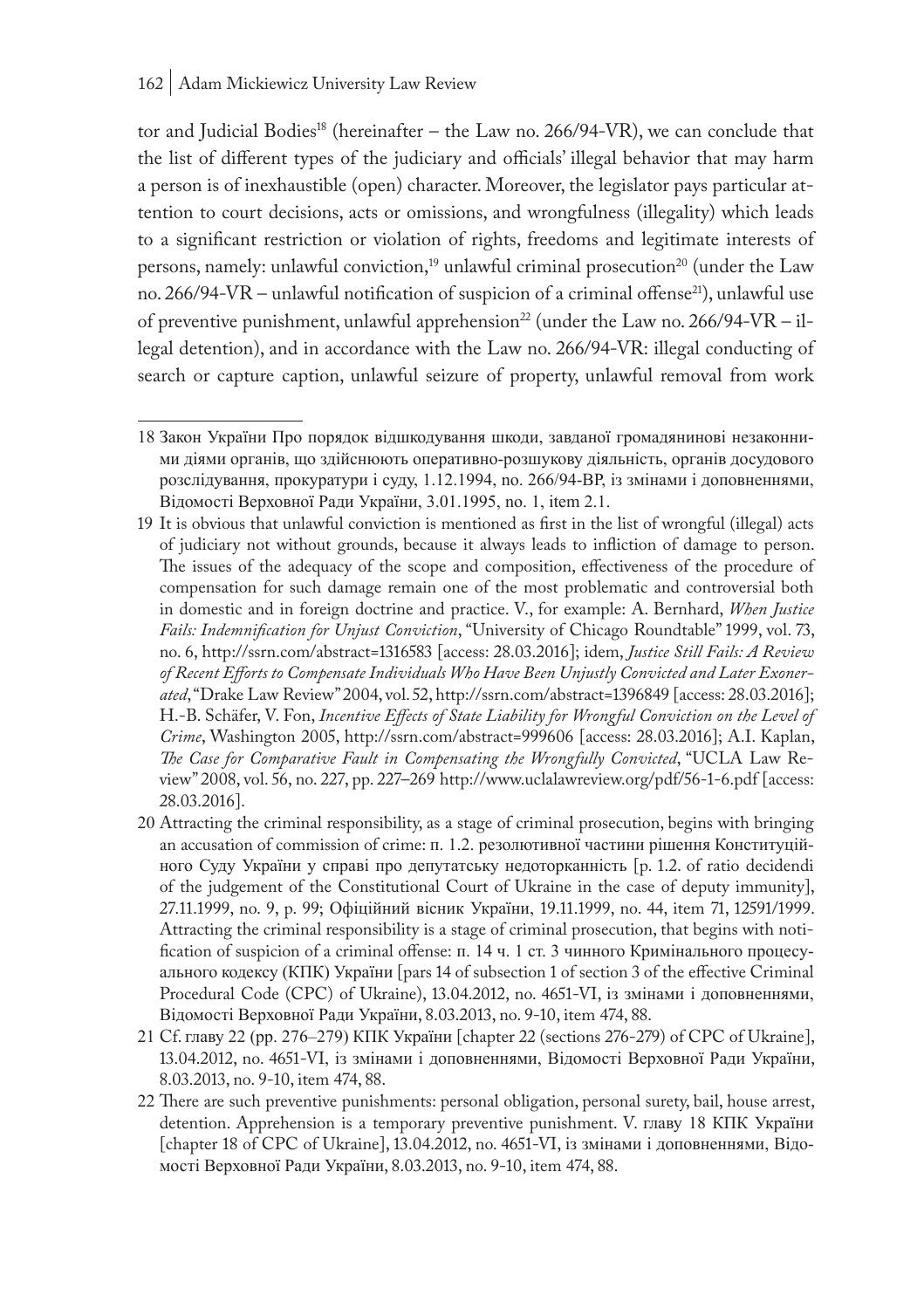tor and Judicial Bodies[18] (hereinafter – the Law no. 266/94-VR), we can conclude that the list of different types of the judiciary and officials' illegal behavior that may harm a person is of inexhaustible (open) character. Moreover, the legislator pays particular attention to court decisions, acts or omissions, and wrongfulness (illegality) which leads to a significant restriction or violation of rights, freedoms and legitimate interests of persons, namely: unlawful conviction,[19] unlawful criminal prosecution[20] (under the Law no. 266/94-VR – unlawful notification of suspicion of a criminal offense[21]), unlawful use of preventive punishment, unlawful apprehension[22] (under the Law no. 266/94-VR – illegal detention), and in accordance with the Law no. 266/94-VR: illegal conducting of search or capture caption, unlawful seizure of property, unlawful removal from work

---

18 Закон України Про порядок відшкодування шкоди, завданої громадянинові незаконними діями органів, що здійснюють оперативно-розшукову діяльність, органів досудового розслідування, прокуратури і суду, 1.12.1994, no. 266/94-ВР, із змінами і доповненнями, Відомості Верховної Ради України, 3.01.1995, no. 1, item 2.1.

19 It is obvious that unlawful conviction is mentioned as first in the list of wrongful (illegal) acts of judiciary not without grounds, because it always leads to infliction of damage to person. The issues of the adequacy of the scope and composition, effectiveness of the procedure of compensation for such damage remain one of the most problematic and controversial both in domestic and in foreign doctrine and practice. V., for example: A. Bernhard, *When Justice Fails: Indemnification for Unjust Conviction*, "University of Chicago Roundtable" 1999, vol. 73, no. 6, http://ssrn.com/abstract=1316583 [access: 28.03.2016]; idem, *Justice Still Fails: A Review of Recent Efforts to Compensate Individuals Who Have Been Unjustly Convicted and Later Exonerated*, "Drake Law Review" 2004, vol. 52, http://ssrn.com/abstract=1396849 [access: 28.03.2016]; H.-B. Schäfer, V. Fon, *Incentive Effects of State Liability for Wrongful Conviction on the Level of Crime*, Washington 2005, http://ssrn.com/abstract=999606 [access: 28.03.2016]; A.I. Kaplan, *The Case for Comparative Fault in Compensating the Wrongfully Convicted*, "UCLA Law Review" 2008, vol. 56, no. 227, pp. 227–269 http://www.uclalawreview.org/pdf/56-1-6.pdf [access: 28.03.2016].

20 Attracting the criminal responsibility, as a stage of criminal prosecution, begins with bringing an accusation of commission of crime: п. 1.2. резолютивної частини рішення Конституційного Суду України у справі про депутатську недоторканність [p. 1.2. of ratio decidendi of the judgement of the Constitutional Court of Ukraine in the case of deputy immunity], 27.11.1999, no. 9, p. 99; Офіційний вісник України, 19.11.1999, no. 44, item 71, 12591/1999. Attracting the criminal responsibility is a stage of criminal prosecution, that begins with notification of suspicion of a criminal offense: п. 14 ч. 1 ст. 3 чинного Кримінального процесуального кодексу (КПК) України [pars 14 of subsection 1 of section 3 of the effective Criminal Procedural Code (CPC) of Ukraine), 13.04.2012, no. 4651-VI, із змінами і доповненнями, Відомості Верховної Ради України, 8.03.2013, no. 9-10, item 474, 88.

21 Cf. главу 22 (pp. 276–279) КПК України [chapter 22 (sections 276-279) of CPC of Ukraine], 13.04.2012, no. 4651-VI, із змінами і доповненнями, Відомості Верховної Ради України, 8.03.2013, no. 9-10, item 474, 88.

22 There are such preventive punishments: personal obligation, personal surety, bail, house arrest, detention. Apprehension is a temporary preventive punishment. V. главу 18 КПК України [chapter 18 of CPC of Ukraine], 13.04.2012, no. 4651-VI, із змінами і доповненнями, Відомості Верховної Ради України, 8.03.2013, no. 9-10, item 474, 88.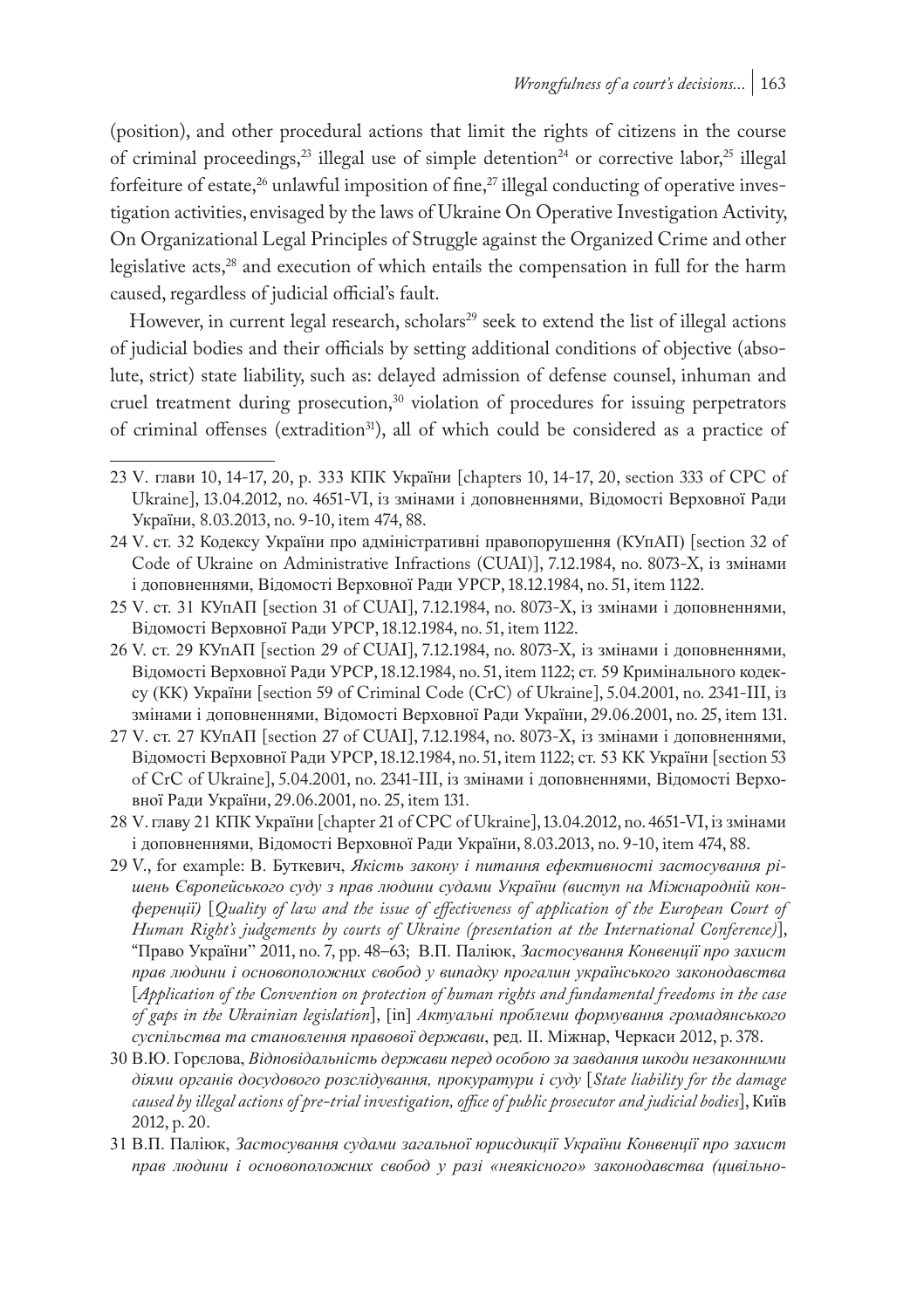(position), and other procedural actions that limit the rights of citizens in the course of criminal proceedings,[23] illegal use of simple detention[24] or corrective labor,[25] illegal forfeiture of estate,[26] unlawful imposition of fine,[27] illegal conducting of operative investigation activities, envisaged by the laws of Ukraine On Operative Investigation Activity, On Organizational Legal Principles of Struggle against the Organized Crime and other legislative acts,[28] and execution of which entails the compensation in full for the harm caused, regardless of judicial official's fault.

However, in current legal research, scholars[29] seek to extend the list of illegal actions of judicial bodies and their officials by setting additional conditions of objective (absolute, strict) state liability, such as: delayed admission of defense counsel, inhuman and cruel treatment during prosecution,[30] violation of procedures for issuing perpetrators of criminal offenses (extradition[31]), all of which could be considered as a practice of

---

23 V. глави 10, 14-17, 20, р. 333 КПК України [chapters 10, 14-17, 20, section 333 of CPC of Ukraine], 13.04.2012, no. 4651-VI, із змінами і доповненнями, Відомості Верховної Ради України, 8.03.2013, no. 9-10, item 474, 88.

24 V. ст. 32 Кодексу України про адміністративні правопорушення (КУпАП) [section 32 of Code of Ukraine on Administrative Infractions (CUAI)], 7.12.1984, no. 8073-X, із змінами і доповненнями, Відомості Верховної Ради УРСР, 18.12.1984, no. 51, item 1122.

25 V. ст. 31 КУпАП [section 31 of CUAI], 7.12.1984, no. 8073-X, із змінами і доповненнями, Відомості Верховної Ради УРСР, 18.12.1984, no. 51, item 1122.

26 V. ст. 29 КУпАП [section 29 of CUAI], 7.12.1984, no. 8073-X, із змінами і доповненнями, Відомості Верховної Ради УРСР, 18.12.1984, no. 51, item 1122; ст. 59 Кримінального кодексу (КК) України [section 59 of Criminal Code (CrC) of Ukraine], 5.04.2001, no. 2341-III, із змінами і доповненнями, Відомості Верховної Ради України, 29.06.2001, no. 25, item 131.

27 V. ст. 27 КУпАП [section 27 of CUAI], 7.12.1984, no. 8073-X, із змінами і доповненнями, Відомості Верховної Ради УРСР, 18.12.1984, no. 51, item 1122; ст. 53 КК України [section 53 of CrC of Ukraine], 5.04.2001, no. 2341-III, із змінами і доповненнями, Відомості Верховної Ради України, 29.06.2001, no. 25, item 131.

28 V. главу 21 КПК України [chapter 21 of CPC of Ukraine], 13.04.2012, no. 4651-VI, із змінами і доповненнями, Відомості Верховної Ради України, 8.03.2013, no. 9-10, item 474, 88.

29 V., for example: В. Буткевич, *Якість закону і питання ефективності застосування рішень Європейського суду з прав людини судами України (виступ на Міжнародній конференції)* [*Quality of law and the issue of effectiveness of application of the European Court of Human Right's judgements by courts of Ukraine (presentation at the International Conference)*], "Право України" 2011, no. 7, pp. 48–63; В.П. Палюк, *Застосування Конвенції про захист прав людини і основоположних свобод у випадку прогалин українського законодавства* [*Application of the Convention on protection of human rights and fundamental freedoms in the case of gaps in the Ukrainian legislation*], [in] *Актуальні проблеми формування громадянського суспільства та становлення правової держави*, ред. П. Міжнар, Черкаси 2012, p. 378.

30 В.Ю. Горєлова, *Відповідальність держави перед особою за завдання шкоди незаконними діями органів досудового розслідування, прокуратури і суду* [*State liability for the damage caused by illegal actions of pre-trial investigation, office of public prosecutor and judicial bodies*], Київ 2012, p. 20.

31 В.П. Палюк, *Застосування судами загальної юрисдикції України Конвенції про захист прав людини і основоположних свобод у разі «неякісного» законодавства (цивільно-*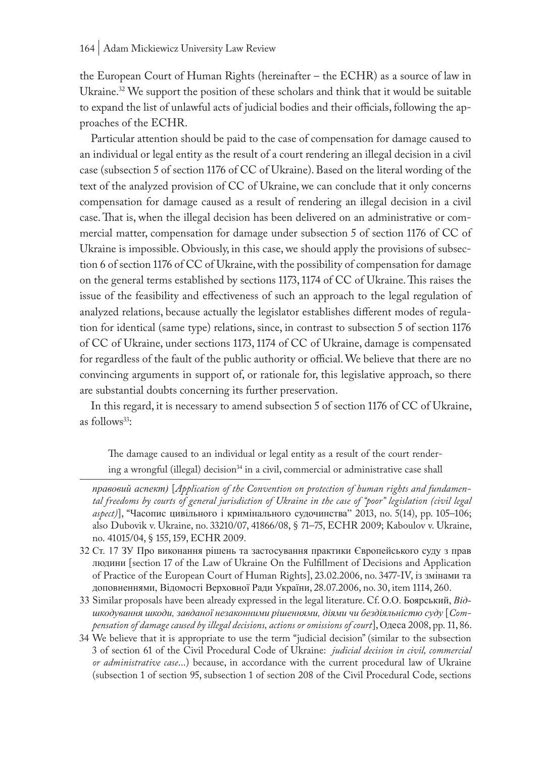the European Court of Human Rights (hereinafter – the ECHR) as a source of law in Ukraine.[32] We support the position of these scholars and think that it would be suitable to expand the list of unlawful acts of judicial bodies and their officials, following the approaches of the ECHR.

Particular attention should be paid to the case of compensation for damage caused to an individual or legal entity as the result of a court rendering an illegal decision in a civil case (subsection 5 of section 1176 of CC of Ukraine). Based on the literal wording of the text of the analyzed provision of CC of Ukraine, we can conclude that it only concerns compensation for damage caused as a result of rendering an illegal decision in a civil case. That is, when the illegal decision has been delivered on an administrative or commercial matter, compensation for damage under subsection 5 of section 1176 of CC of Ukraine is impossible. Obviously, in this case, we should apply the provisions of subsection 6 of section 1176 of CC of Ukraine, with the possibility of compensation for damage on the general terms established by sections 1173, 1174 of CC of Ukraine. This raises the issue of the feasibility and effectiveness of such an approach to the legal regulation of analyzed relations, because actually the legislator establishes different modes of regulation for identical (same type) relations, since, in contrast to subsection 5 of section 1176 of CC of Ukraine, under sections 1173, 1174 of CC of Ukraine, damage is compensated for regardless of the fault of the public authority or official. We believe that there are no convincing arguments in support of, or rationale for, this legislative approach, so there are substantial doubts concerning its further preservation.

In this regard, it is necessary to amend subsection 5 of section 1176 of CC of Ukraine, as follows[33]:

> The damage caused to an individual or legal entity as a result of the court rendering a wrongful (illegal) decision[34] in a civil, commercial or administrative case shall

*правовий аспект)* [*Application of the Convention on protection of human rights and fundamental freedoms by courts of general jurisdiction of Ukraine in the case of "poor" legislation (civil legal aspect)*], "Часопис цивільного і кримінального судочинства" 2013, no. 5(14), pp. 105–106; also Dubovik v. Ukraine, no. 33210/07, 41866/08, § 71–75, ECHR 2009; Kaboulov v. Ukraine, no. 41015/04, § 155, 159, ECHR 2009.

32 Ст. 17 ЗУ Про виконання рішень та застосування практики Європейського суду з прав людини [section 17 of the Law of Ukraine On the Fulfillment of Decisions and Application of Practice of the European Court of Human Rights], 23.02.2006, no. 3477-IV, із змінами та доповненнями, Відомості Верховної Ради України, 28.07.2006, no. 30, item 1114, 260.

33 Similar proposals have been already expressed in the legal literature. Cf. O.O. Боярський, *Відшкодування шкоди, завданої незаконними рішеннями, діями чи бездіяльністю суду* [*Compensation of damage caused by illegal decisions, actions or omissions of court*], Одеса 2008, pp. 11, 86.

34 We believe that it is appropriate to use the term "judicial decision" (similar to the subsection 3 of section 61 of the Civil Procedural Code of Ukraine: *judicial decision in civil, commercial or administrative case*...) because, in accordance with the current procedural law of Ukraine (subsection 1 of section 95, subsection 1 of section 208 of the Civil Procedural Code, sections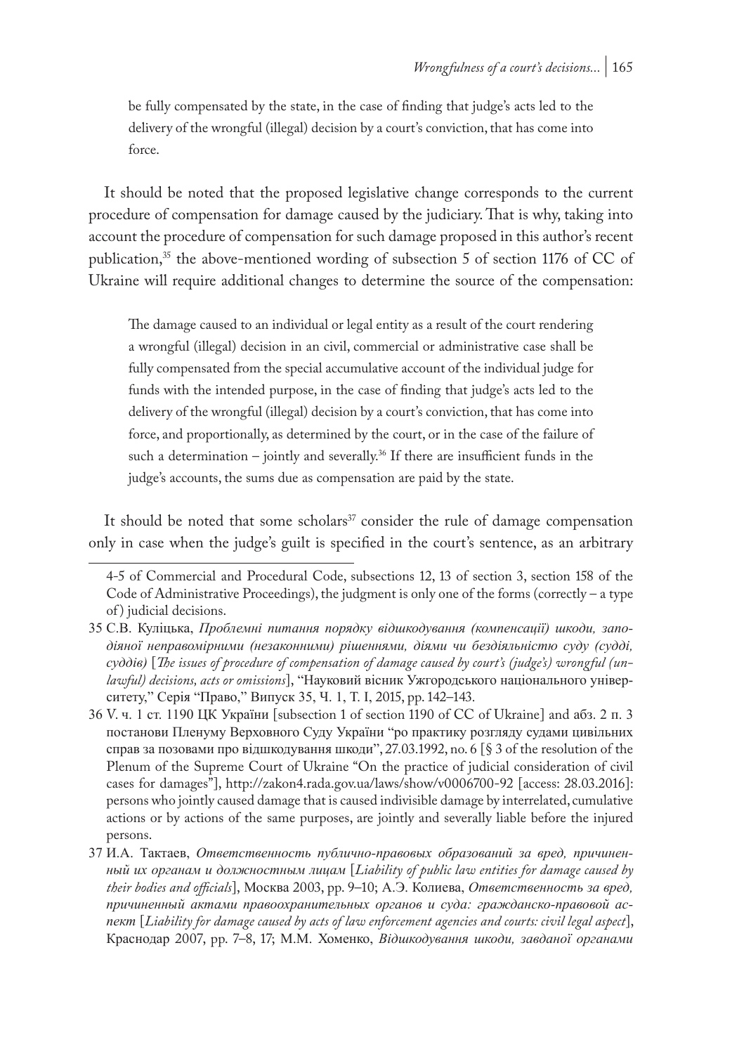be fully compensated by the state, in the case of finding that judge's acts led to the delivery of the wrongful (illegal) decision by a court's conviction, that has come into force.

It should be noted that the proposed legislative change corresponds to the current procedure of compensation for damage caused by the judiciary. That is why, taking into account the procedure of compensation for such damage proposed in this author's recent publication,[35] the above-mentioned wording of subsection 5 of section 1176 of CC of Ukraine will require additional changes to determine the source of the compensation:

> The damage caused to an individual or legal entity as a result of the court rendering a wrongful (illegal) decision in an civil, commercial or administrative case shall be fully compensated from the special accumulative account of the individual judge for funds with the intended purpose, in the case of finding that judge's acts led to the delivery of the wrongful (illegal) decision by a court's conviction, that has come into force, and proportionally, as determined by the court, or in the case of the failure of such a determination – jointly and severally.[36] If there are insufficient funds in the judge's accounts, the sums due as compensation are paid by the state.

It should be noted that some scholars[37] consider the rule of damage compensation only in case when the judge's guilt is specified in the court's sentence, as an arbitrary

---

4-5 of Commercial and Procedural Code, subsections 12, 13 of section 3, section 158 of the Code of Administrative Proceedings), the judgment is only one of the forms (correctly – a type of) judicial decisions.

35 С.В. Куліцька, *Проблемні питання порядку відшкодування (компенсації) шкоди, заподіяної неправомірними (незаконними) рішеннями, діями чи бездіяльністю суду (судді, суддів)* [*The issues of procedure of compensation of damage caused by court's (judge's) wrongful (unlawful) decisions, acts or omissions*], "Науковий вісник Ужгородського національного університету," Серія "Право," Випуск 35, Ч. 1, Т. I, 2015, pp. 142–143.

36 V. ч. 1 ст. 1190 ЦК України [subsection 1 of section 1190 of CC of Ukraine] and абз. 2 п. 3 постанови Пленуму Верховного Суду України "ро практику розгляду судами цивільних справ за позовами про відшкодування шкоди", 27.03.1992, no. 6 [§ 3 of the resolution of the Plenum of the Supreme Court of Ukraine "On the practice of judicial consideration of civil cases for damages"], http://zakon4.rada.gov.ua/laws/show/v0006700-92 [access: 28.03.2016]: persons who jointly caused damage that is caused indivisible damage by interrelated, cumulative actions or by actions of the same purposes, are jointly and severally liable before the injured persons.

37 И.А. Тактаев, *Ответственность публично-правовых образований за вред, причиненный их органам и должностным лицам* [*Liability of public law entities for damage caused by their bodies and officials*], Москва 2003, pp. 9–10; А.Э. Колиева, *Ответственность за вред, причиненный актами правоохранительных органов и суда: гражданско-правовой аспект* [*Liability for damage caused by acts of law enforcement agencies and courts: civil legal aspect*], Краснодар 2007, pp. 7–8, 17; М.М. Хоменко, *Відшкодування шкоди, завданої органами*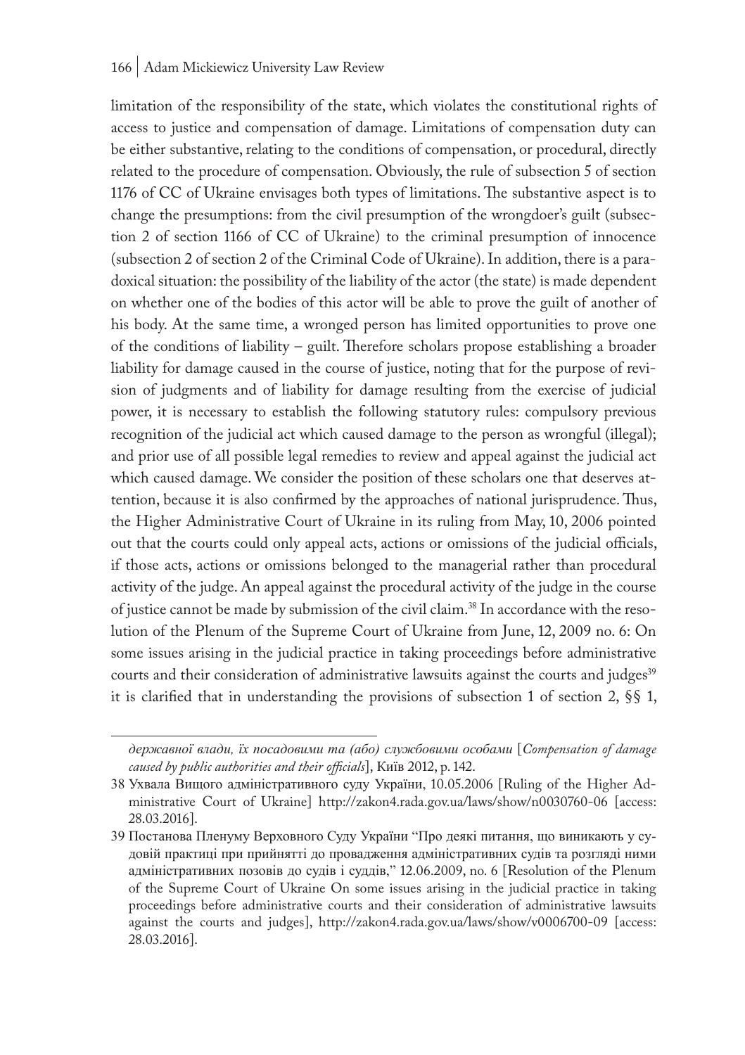limitation of the responsibility of the state, which violates the constitutional rights of access to justice and compensation of damage. Limitations of compensation duty can be either substantive, relating to the conditions of compensation, or procedural, directly related to the procedure of compensation. Obviously, the rule of subsection 5 of section 1176 of CC of Ukraine envisages both types of limitations. The substantive aspect is to change the presumptions: from the civil presumption of the wrongdoer's guilt (subsection 2 of section 1166 of CC of Ukraine) to the criminal presumption of innocence (subsection 2 of section 2 of the Criminal Code of Ukraine). In addition, there is a paradoxical situation: the possibility of the liability of the actor (the state) is made dependent on whether one of the bodies of this actor will be able to prove the guilt of another of his body. At the same time, a wronged person has limited opportunities to prove one of the conditions of liability – guilt. Therefore scholars propose establishing a broader liability for damage caused in the course of justice, noting that for the purpose of revision of judgments and of liability for damage resulting from the exercise of judicial power, it is necessary to establish the following statutory rules: compulsory previous recognition of the judicial act which caused damage to the person as wrongful (illegal); and prior use of all possible legal remedies to review and appeal against the judicial act which caused damage. We consider the position of these scholars one that deserves attention, because it is also confirmed by the approaches of national jurisprudence. Thus, the Higher Administrative Court of Ukraine in its ruling from May, 10, 2006 pointed out that the courts could only appeal acts, actions or omissions of the judicial officials, if those acts, actions or omissions belonged to the managerial rather than procedural activity of the judge. An appeal against the procedural activity of the judge in the course of justice cannot be made by submission of the civil claim.[38] In accordance with the resolution of the Plenum of the Supreme Court of Ukraine from June, 12, 2009 no. 6: On some issues arising in the judicial practice in taking proceedings before administrative courts and their consideration of administrative lawsuits against the courts and judges[39] it is clarified that in understanding the provisions of subsection 1 of section 2, §§ 1,

---

*державної влади, їх посадовими та (або) службовими особами* [*Compensation of damage caused by public authorities and their officials*], Київ 2012, p. 142.

38 Ухвала Вищого адміністративного суду України, 10.05.2006 [Ruling of the Higher Administrative Court of Ukraine] http://zakon4.rada.gov.ua/laws/show/n0030760-06 [access: 28.03.2016].

39 Постанова Пленуму Верховного Суду України "Про деякі питання, що виникають у судовій практиці при прийнятті до провадження адміністративних судів та розгляді ними адміністративних позовів до судів і суддів," 12.06.2009, no. 6 [Resolution of the Plenum of the Supreme Court of Ukraine On some issues arising in the judicial practice in taking proceedings before administrative courts and their consideration of administrative lawsuits against the courts and judges], http://zakon4.rada.gov.ua/laws/show/v0006700-09 [access: 28.03.2016].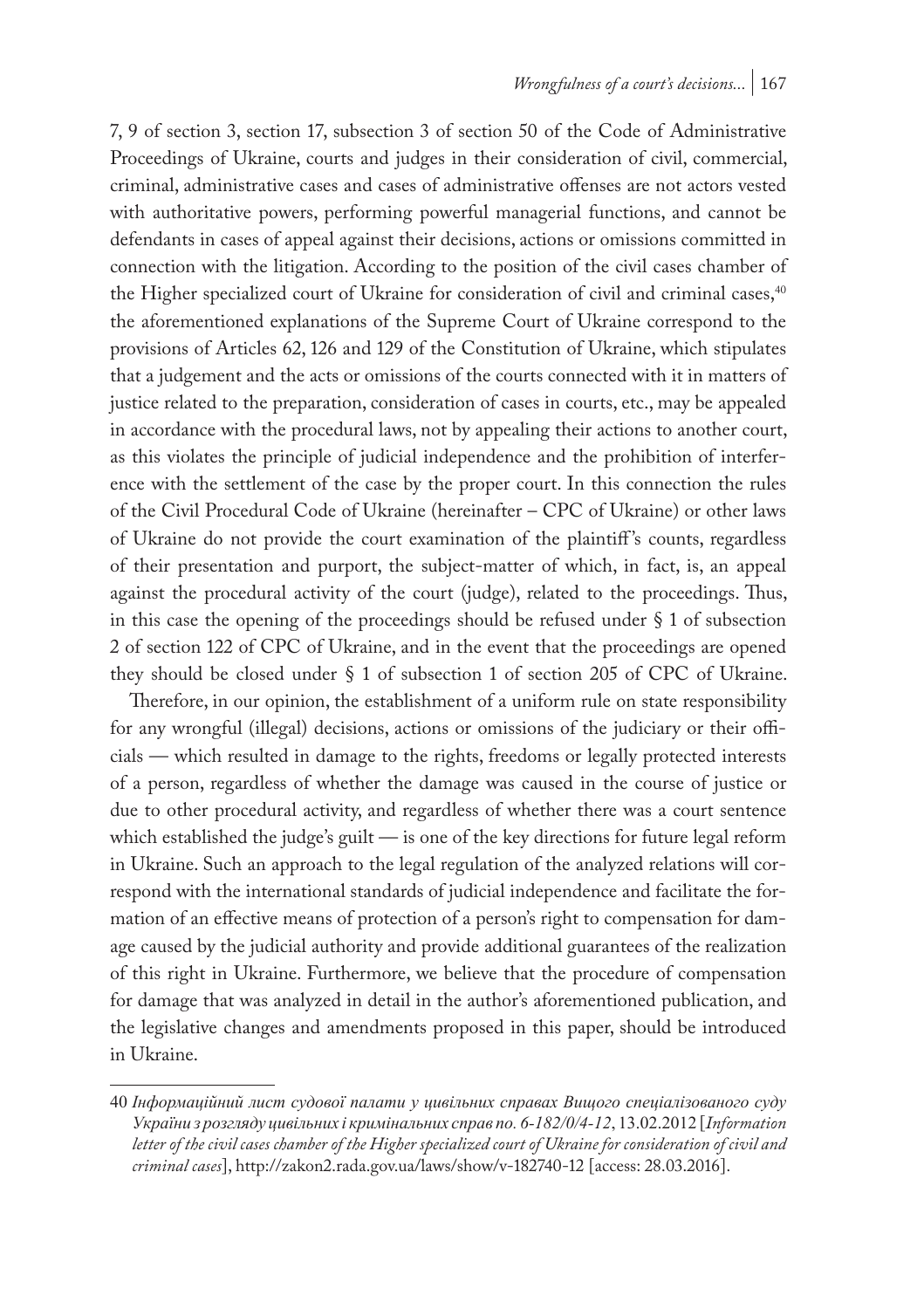7, 9 of section 3, section 17, subsection 3 of section 50 of the Code of Administrative Proceedings of Ukraine, courts and judges in their consideration of civil, commercial, criminal, administrative cases and cases of administrative offenses are not actors vested with authoritative powers, performing powerful managerial functions, and cannot be defendants in cases of appeal against their decisions, actions or omissions committed in connection with the litigation. According to the position of the civil cases chamber of the Higher specialized court of Ukraine for consideration of civil and criminal cases,[40] the aforementioned explanations of the Supreme Court of Ukraine correspond to the provisions of Articles 62, 126 and 129 of the Constitution of Ukraine, which stipulates that a judgement and the acts or omissions of the courts connected with it in matters of justice related to the preparation, consideration of cases in courts, etc., may be appealed in accordance with the procedural laws, not by appealing their actions to another court, as this violates the principle of judicial independence and the prohibition of interference with the settlement of the case by the proper court. In this connection the rules of the Civil Procedural Code of Ukraine (hereinafter – CPC of Ukraine) or other laws of Ukraine do not provide the court examination of the plaintiff's counts, regardless of their presentation and purport, the subject-matter of which, in fact, is, an appeal against the procedural activity of the court (judge), related to the proceedings. Thus, in this case the opening of the proceedings should be refused under § 1 of subsection 2 of section 122 of CPC of Ukraine, and in the event that the proceedings are opened they should be closed under § 1 of subsection 1 of section 205 of CPC of Ukraine.

Therefore, in our opinion, the establishment of a uniform rule on state responsibility for any wrongful (illegal) decisions, actions or omissions of the judiciary or their officials — which resulted in damage to the rights, freedoms or legally protected interests of a person, regardless of whether the damage was caused in the course of justice or due to other procedural activity, and regardless of whether there was a court sentence which established the judge's guilt — is one of the key directions for future legal reform in Ukraine. Such an approach to the legal regulation of the analyzed relations will correspond with the international standards of judicial independence and facilitate the formation of an effective means of protection of a person's right to compensation for damage caused by the judicial authority and provide additional guarantees of the realization of this right in Ukraine. Furthermore, we believe that the procedure of compensation for damage that was analyzed in detail in the author's aforementioned publication, and the legislative changes and amendments proposed in this paper, should be introduced in Ukraine.

---

40 *Інформаційний лист судової палати у цивільних справах Вищого спеціалізованого суду України з розгляду цивільних і кримінальних справ no. 6-182/0/4-12*, 13.02.2012 [*Information letter of the civil cases chamber of the Higher specialized court of Ukraine for consideration of civil and criminal cases*], http://zakon2.rada.gov.ua/laws/show/v-182740-12 [access: 28.03.2016].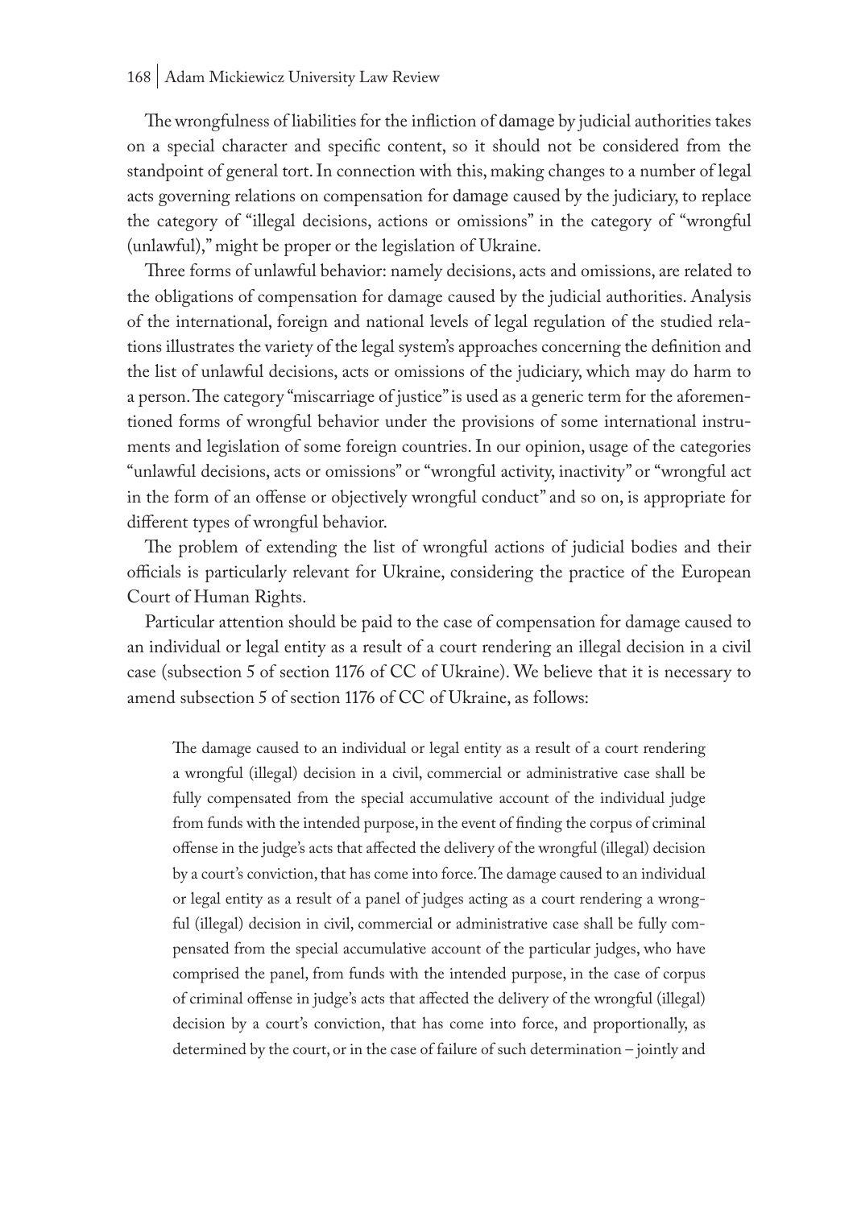The wrongfulness of liabilities for the infliction of damage by judicial authorities takes on a special character and specific content, so it should not be considered from the standpoint of general tort. In connection with this, making changes to a number of legal acts governing relations on compensation for damage caused by the judiciary, to replace the category of "illegal decisions, actions or omissions" in the category of "wrongful (unlawful)," might be proper or the legislation of Ukraine.

Three forms of unlawful behavior: namely decisions, acts and omissions, are related to the obligations of compensation for damage caused by the judicial authorities. Analysis of the international, foreign and national levels of legal regulation of the studied relations illustrates the variety of the legal system's approaches concerning the definition and the list of unlawful decisions, acts or omissions of the judiciary, which may do harm to a person. The category "miscarriage of justice" is used as a generic term for the aforementioned forms of wrongful behavior under the provisions of some international instruments and legislation of some foreign countries. In our opinion, usage of the categories "unlawful decisions, acts or omissions" or "wrongful activity, inactivity" or "wrongful act in the form of an offense or objectively wrongful conduct" and so on, is appropriate for different types of wrongful behavior.

The problem of extending the list of wrongful actions of judicial bodies and their officials is particularly relevant for Ukraine, considering the practice of the European Court of Human Rights.

Particular attention should be paid to the case of compensation for damage caused to an individual or legal entity as a result of a court rendering an illegal decision in a civil case (subsection 5 of section 1176 of CC of Ukraine). We believe that it is necessary to amend subsection 5 of section 1176 of CC of Ukraine, as follows:

> The damage caused to an individual or legal entity as a result of a court rendering a wrongful (illegal) decision in a civil, commercial or administrative case shall be fully compensated from the special accumulative account of the individual judge from funds with the intended purpose, in the event of finding the corpus of criminal offense in the judge's acts that affected the delivery of the wrongful (illegal) decision by a court's conviction, that has come into force. The damage caused to an individual or legal entity as a result of a panel of judges acting as a court rendering a wrongful (illegal) decision in civil, commercial or administrative case shall be fully compensated from the special accumulative account of the particular judges, who have comprised the panel, from funds with the intended purpose, in the case of corpus of criminal offense in judge's acts that affected the delivery of the wrongful (illegal) decision by a court's conviction, that has come into force, and proportionally, as determined by the court, or in the case of failure of such determination – jointly and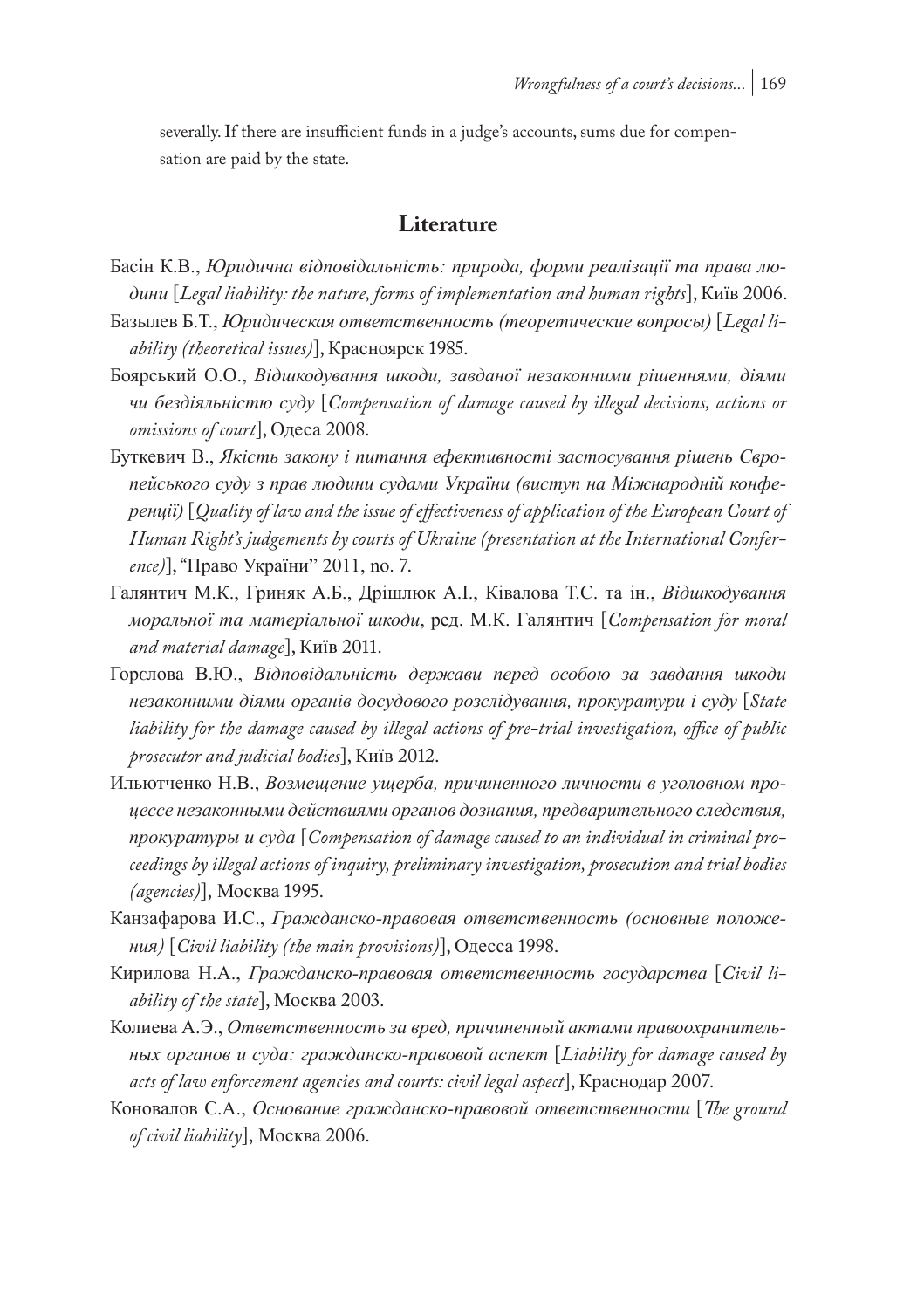severally. If there are insufficient funds in a judge's accounts, sums due for compensation are paid by the state.

## Literature

Басін К.В., *Юридична відповідальність: природа, форми реалізації та права людини* [*Legal liability: the nature, forms of implementation and human rights*], Київ 2006.

Базылев Б.Т., *Юридическая ответственность (теоретические вопросы)* [*Legal liability (theoretical issues)*], Красноярск 1985.

Боярський О.О., *Відшкодування шкоди, завданої незаконними рішеннями, діями чи бездіяльністю суду* [*Compensation of damage caused by illegal decisions, actions or omissions of court*], Одеса 2008.

Буткевич В., *Якість закону і питання ефективності застосування рішень Європейського суду з прав людини судами України (виступ на Міжнародній конференції)* [*Quality of law and the issue of effectiveness of application of the European Court of Human Right's judgements by courts of Ukraine (presentation at the International Conference)*], "Право України" 2011, no. 7.

Галянтич М.К., Гриняк А.Б., Дрішлюк А.І.,Ківалова Т.С. та ін., *Відшкодування моральної та матеріальної шкоди*, ред. М.К. Галянтич [*Compensation for moral and material damage*], Київ 2011.

Горєлова В.Ю., *Відповідальність держави перед особою за завдання шкоди незаконними діями органів досудового розслідування, прокуратури і суду* [*State liability for the damage caused by illegal actions of pre-trial investigation, office of public prosecutor and judicial bodies*], Київ 2012.

Ильютченко Н.В., *Возмещение ущерба, причиненного личности в уголовном процессе незаконными действиями органов дознания, предварительного следствия, прокуратуры и суда* [*Compensation of damage caused to an individual in criminal proceedings by illegal actions of inquiry, preliminary investigation, prosecution and trial bodies (agencies)*], Москва 1995.

Канзафарова И.С., *Гражданско-правовая ответственность (основные положения)* [*Civil liability (the main provisions)*], Одесса 1998.

Кирилова Н.А., *Гражданско-правовая ответственность государства* [*Civil liability of the state*], Москва 2003.

Колиева А.Э., *Ответственность за вред, причиненный актами правоохранительных органов и суда: гражданско-правовой аспект* [*Liability for damage caused by acts of law enforcement agencies and courts: civil legal aspect*], Краснодар 2007.

Коновалов С.А., *Основание гражданско-правовой ответственности* [*The ground of civil liability*], Москва 2006.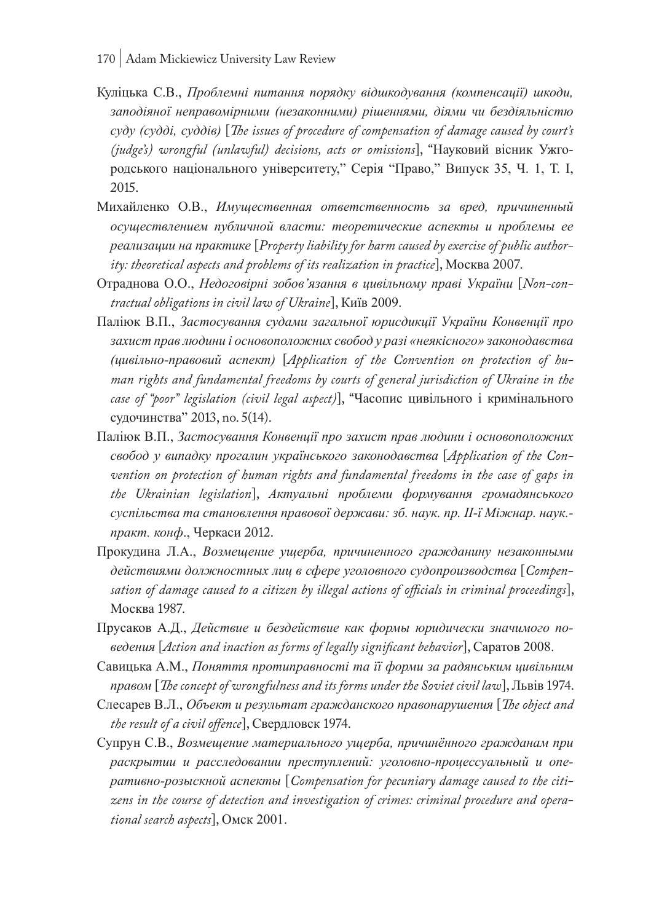Куліцька С.В., *Проблемні питання порядку відшкодування (компенсації) шкоди, заподіяної неправомірними (незаконними) рішеннями, діями чи бездіяльністю суду (судді, суддів)* [*The issues of procedure of compensation of damage caused by court's (judge's) wrongful (unlawful) decisions, acts or omissions*], "Науковий вісник Ужгородського національного університету," Серія "Право," Випуск 35, Ч. 1, Т. I, 2015.

Михайленко О.В., *Имущественная ответственность за вред, причиненный осуществлением публичной власти: теоретические аспекты и проблемы ее реализации на практике* [*Property liability for harm caused by exercise of public authority: theoretical aspects and problems of its realization in practice*], Москва 2007.

Отраднова О.О., *Недоговірні зобов'язання в цивільному праві України* [*Non-contractual obligations in civil law of Ukraine*], Київ 2009.

Палiюк В.П., *Застосування судами загальної юрисдикції України Конвенції про захист прав людини і основоположних свобод у разі «неякісного» законодавства (цивільно-правовий аспект)* [*Application of the Convention on protection of human rights and fundamental freedoms by courts of general jurisdiction of Ukraine in the case of "poor" legislation (civil legal aspect)*], "Часопис цивільного і кримінального судочинства" 2013, no. 5(14).

Палiюк В.П., *Застосування Конвенції про захист прав людини і основоположних свобод у випадку прогалин українського законодавства* [*Application of the Convention on protection of human rights and fundamental freedoms in the case of gaps in the Ukrainian legislation*], *Актуальні проблеми формування громадянського суспільства та становлення правової держави: зб. наук. пр. II-ї Міжнар. наук.-практ. конф*., Черкаси 2012.

Прокудина Л.А., *Возмещение ущерба, причиненного гражданину незаконными действиями должностных лиц в сфере уголовного судопроизводства* [*Compensation of damage caused to a citizen by illegal actions of officials in criminal proceedings*], Москва 1987.

Прусаков А.Д., *Действие и бездействие как формы юридически значимого поведения* [*Action and inaction as forms of legally significant behavior*], Саратов 2008.

Савицька А.М., *Поняття протиправності та її форми за радянським цивільним правом* [*The concept of wrongfulness and its forms under the Soviet civil law*], Львів 1974.

Слесарев В.Л., *Объект и результат гражданского правонарушения* [*The object and the result of a civil offence*], Свердловск 1974.

Супрун С.В., *Возмещение материального ущерба, причинённого гражданам при раскрытии и расследовании преступлений: уголовно-процессуальный и оперативно-розыскной аспекты* [*Compensation for pecuniary damage caused to the citizens in the course of detection and investigation of crimes: criminal procedure and operational search aspects*], Омск 2001.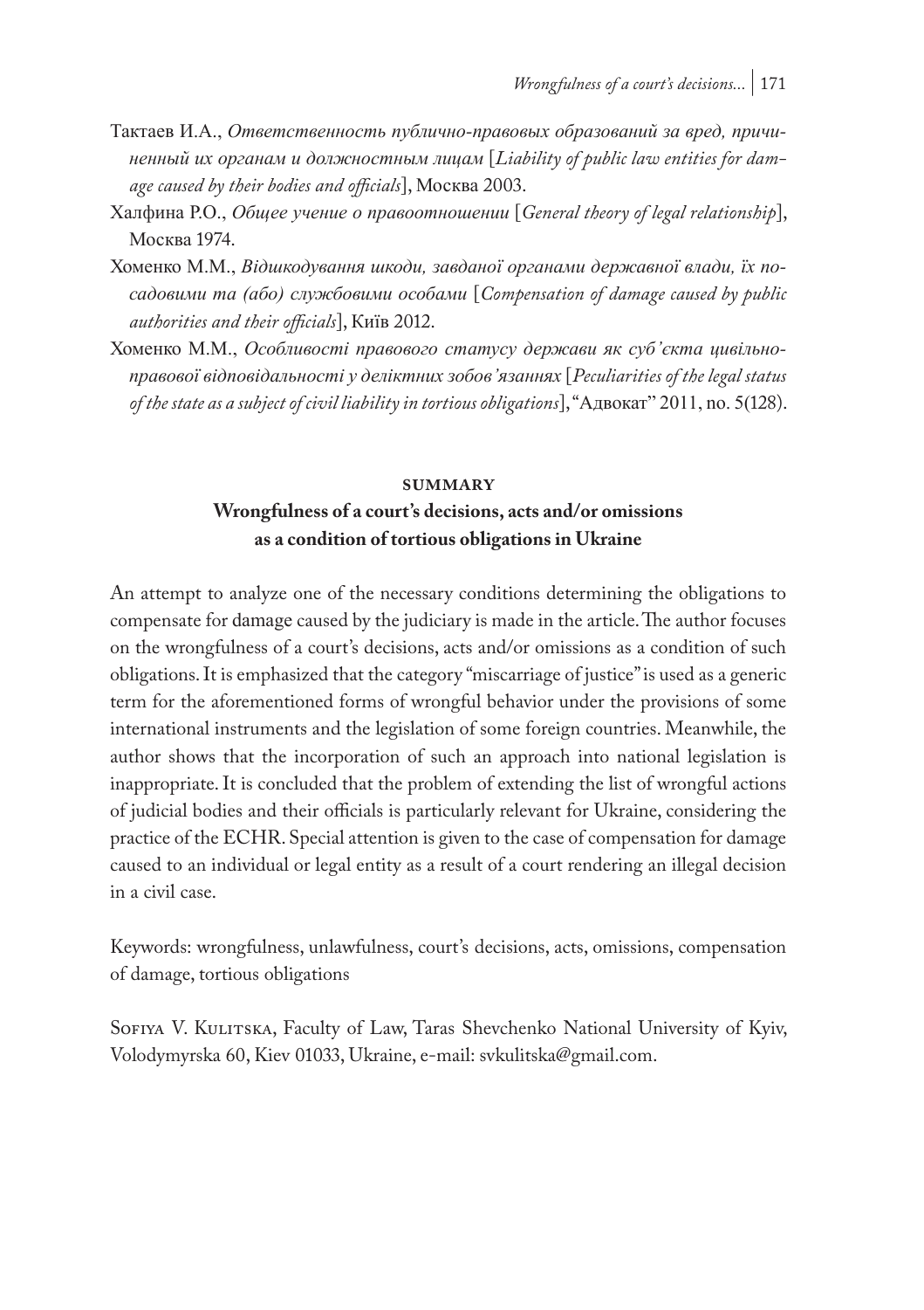Тактаев И.А., *Ответственность публично-правовых образований за вред, причиненный их органам и должностным лицам* [*Liability of public law entities for damage caused by their bodies and officials*], Москва 2003.

Халфина Р.О., *Общее учение о правоотношении* [*General theory of legal relationship*], Москва 1974.

Хоменко М.М., *Відшкодування шкоди, завданої органами державної влади, їх посадовими та (або) службовими особами* [*Compensation of damage caused by public authorities and their officials*], Київ 2012.

Хоменко М.М., *Особливості правового статусу держави як суб'єкта цивільно-правової відповідальності у деліктних зобов'язаннях* [*Peculiarities of the legal status of the state as a subject of civil liability in tortious obligations*], "Адвокат" 2011, no. 5(128).

## SUMMARY

### Wrongfulness of a court's decisions, acts and/or omissions as a condition of tortious obligations in Ukraine

An attempt to analyze one of the necessary conditions determining the obligations to compensate for damage caused by the judiciary is made in the article. The author focuses on the wrongfulness of a court's decisions, acts and/or omissions as a condition of such obligations. It is emphasized that the category "miscarriage of justice" is used as a generic term for the aforementioned forms of wrongful behavior under the provisions of some international instruments and the legislation of some foreign countries. Meanwhile, the author shows that the incorporation of such an approach into national legislation is inappropriate. It is concluded that the problem of extending the list of wrongful actions of judicial bodies and their officials is particularly relevant for Ukraine, considering the practice of the ECHR. Special attention is given to the case of compensation for damage caused to an individual or legal entity as a result of a court rendering an illegal decision in a civil case.

Keywords: wrongfulness, unlawfulness, court's decisions, acts, omissions, compensation of damage, tortious obligations

Sofiya V. Kulitska, Faculty of Law, Taras Shevchenko National University of Kyiv, Volodymyrska 60, Kiev 01033, Ukraine, e-mail: svkulitska@gmail.com.